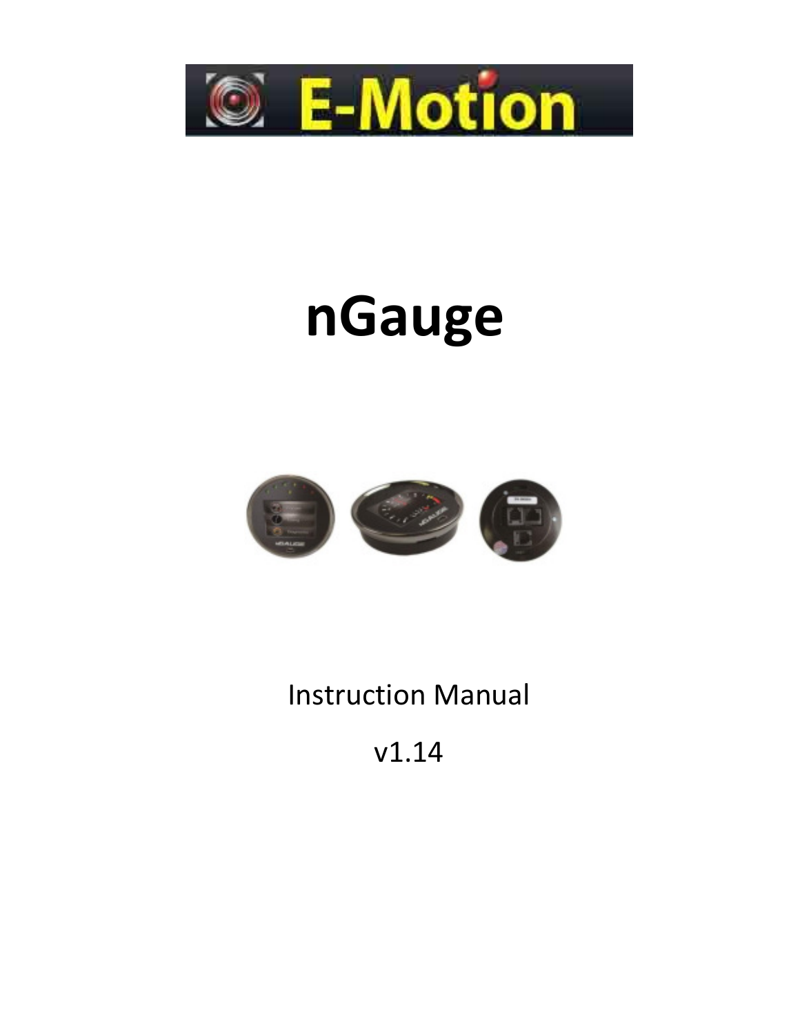E-Motion

# nGauge

Instruction Manual

v1.14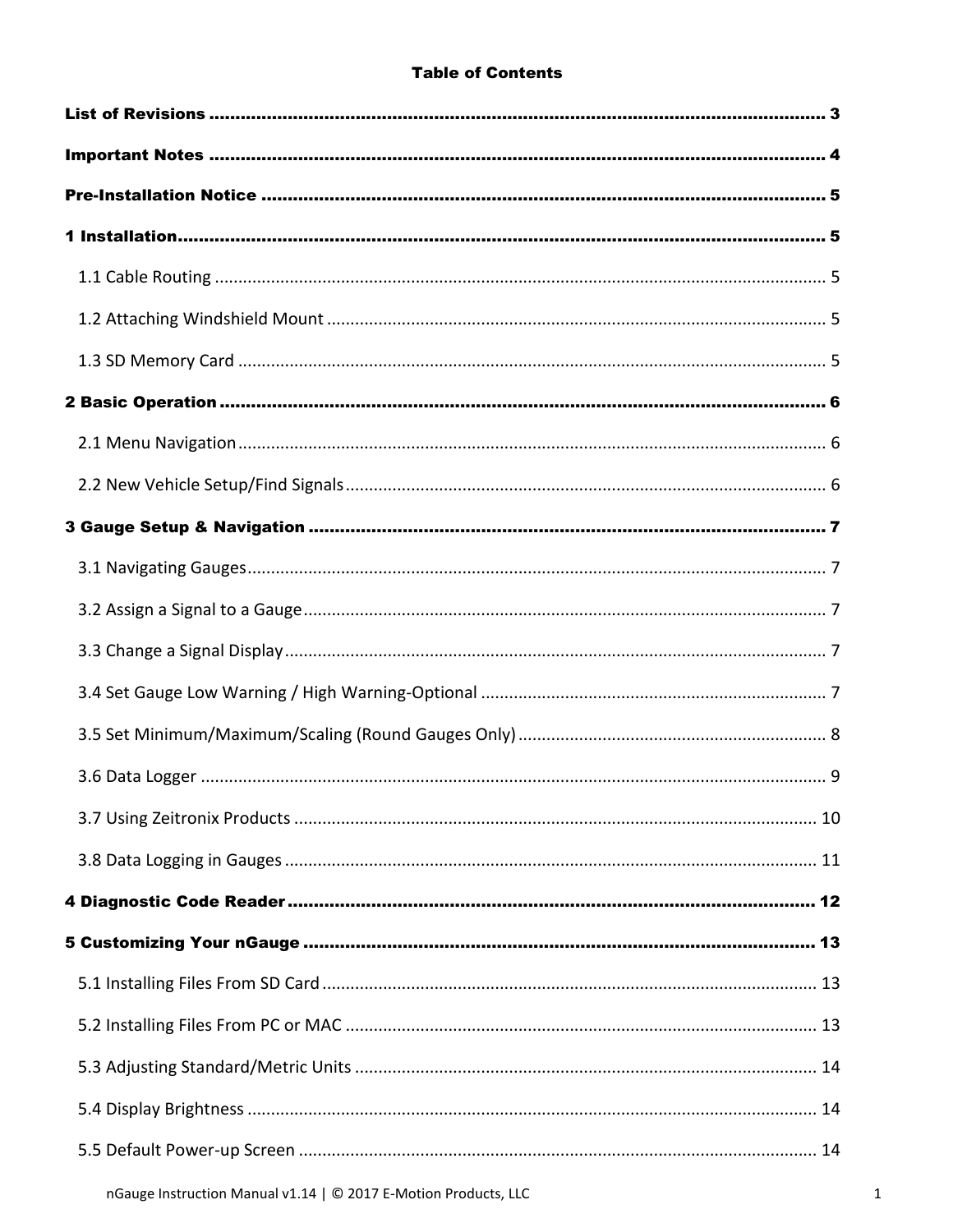**Table of Contents**

**List of Revisions** .......................................................... 3

**Important Notes** .......................................................... 4

**Pre-Installation Notice** .......................................................... 5

**1 Installation** .......................................................... 5

- 1.1 Cable Routing .......................................................... 5
- 1.2 Attaching Windshield Mount .......................................................... 5
- 1.3 SD Memory Card .......................................................... 5

**2 Basic Operation** .......................................................... 6

- 2.1 Menu Navigation .......................................................... 6
- 2.2 New Vehicle Setup/Find Signals .......................................................... 6

**3 Gauge Setup & Navigation** .......................................................... 7

- 3.1 Navigating Gauges .......................................................... 7
- 3.2 Assign a Signal to a Gauge .......................................................... 7
- 3.3 Change a Signal Display .......................................................... 7
- 3.4 Set Gauge Low Warning / High Warning-Optional .......................................................... 7
- 3.5 Set Minimum/Maximum/Scaling (Round Gauges Only) .......................................................... 8
- 3.6 Data Logger .......................................................... 9
- 3.7 Using Zeitronix Products .......................................................... 10
- 3.8 Data Logging in Gauges .......................................................... 11

**4 Diagnostic Code Reader** .......................................................... 12

**5 Customizing Your nGauge** .......................................................... 13

- 5.1 Installing Files From SD Card .......................................................... 13
- 5.2 Installing Files From PC or MAC .......................................................... 13
- 5.3 Adjusting Standard/Metric Units .......................................................... 14
- 5.4 Display Brightness .......................................................... 14
- 5.5 Default Power-up Screen .......................................................... 14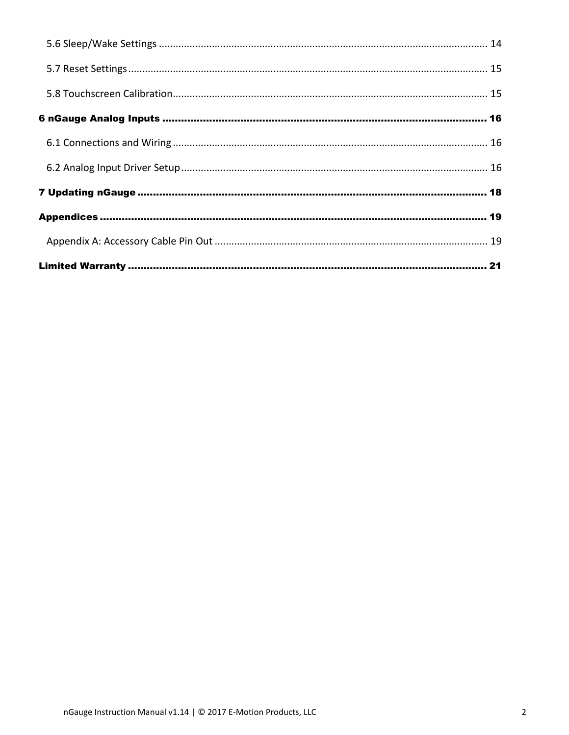5.6 Sleep/Wake Settings ..................................................................................................................... 14

5.7 Reset Settings................................................................................................................................ 15

5.8 Touchscreen Calibration................................................................................................................ 15

**6 nGauge Analog Inputs ........................................................................................................ 16**

6.1 Connections and Wiring ............................................................................................................... 16

6.2 Analog Input Driver Setup............................................................................................................ 16

**7 Updating nGauge ................................................................................................................. 18**

**Appendices .............................................................................................................................. 19**

Appendix A: Accessory Cable Pin Out ................................................................................................ 19

**Limited Warranty ..................................................................................................................... 21**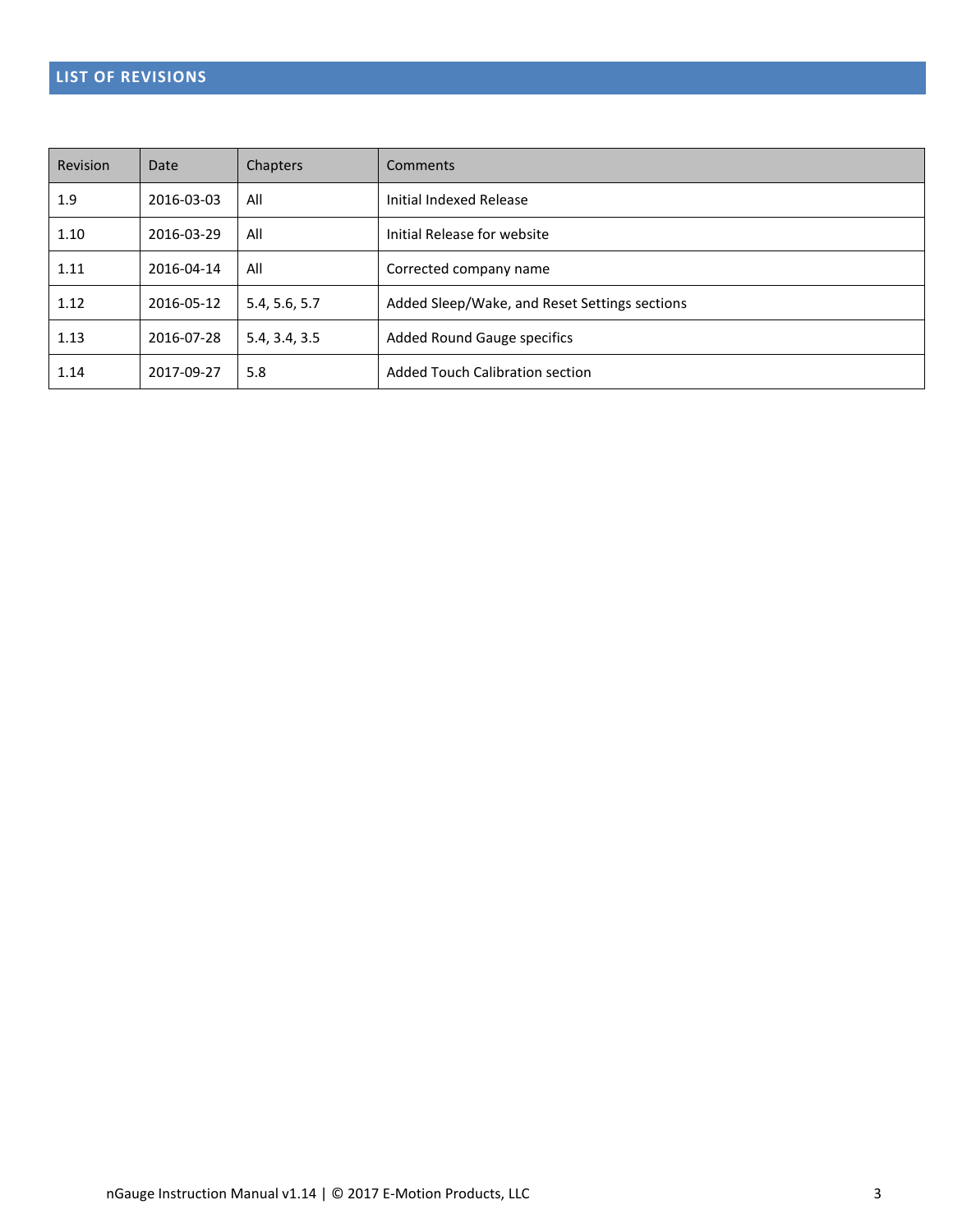## LIST OF REVISIONS

| Revision | Date | Chapters | Comments |
|---|---|---|---|
| 1.9 | 2016-03-03 | All | Initial Indexed Release |
| 1.10 | 2016-03-29 | All | Initial Release for website |
| 1.11 | 2016-04-14 | All | Corrected company name |
| 1.12 | 2016-05-12 | 5.4, 5.6, 5.7 | Added Sleep/Wake, and Reset Settings sections |
| 1.13 | 2016-07-28 | 5.4, 3.4, 3.5 | Added Round Gauge specifics |
| 1.14 | 2017-09-27 | 5.8 | Added Touch Calibration section |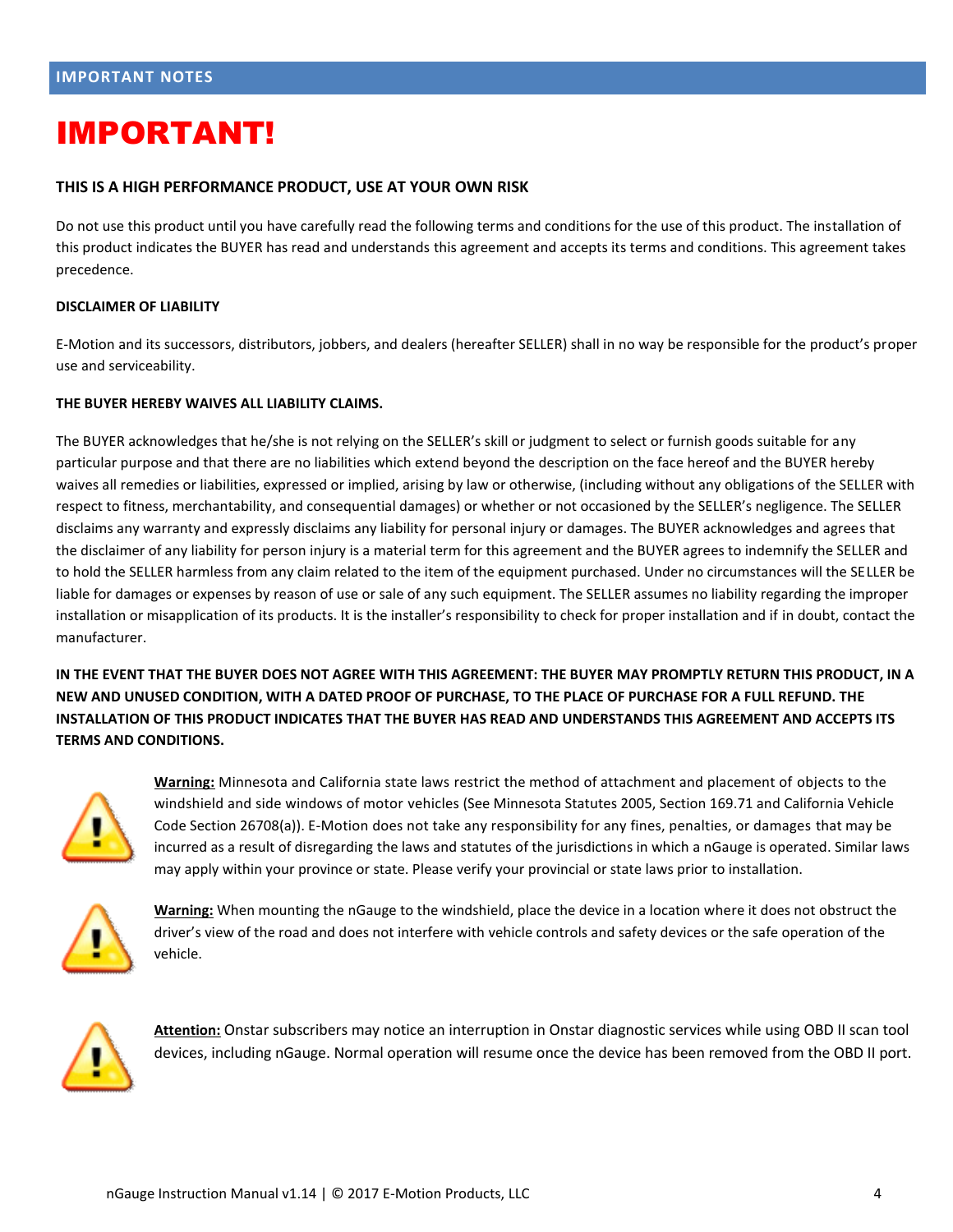## IMPORTANT NOTES

# IMPORTANT!

### THIS IS A HIGH PERFORMANCE PRODUCT, USE AT YOUR OWN RISK

Do not use this product until you have carefully read the following terms and conditions for the use of this product. The installation of this product indicates the BUYER has read and understands this agreement and accepts its terms and conditions. This agreement takes precedence.

**DISCLAIMER OF LIABILITY**

E-Motion and its successors, distributors, jobbers, and dealers (hereafter SELLER) shall in no way be responsible for the product's proper use and serviceability.

**THE BUYER HEREBY WAIVES ALL LIABILITY CLAIMS.**

The BUYER acknowledges that he/she is not relying on the SELLER's skill or judgment to select or furnish goods suitable for any particular purpose and that there are no liabilities which extend beyond the description on the face hereof and the BUYER hereby waives all remedies or liabilities, expressed or implied, arising by law or otherwise, (including without any obligations of the SELLER with respect to fitness, merchantability, and consequential damages) or whether or not occasioned by the SELLER's negligence. The SELLER disclaims any warranty and expressly disclaims any liability for personal injury or damages. The BUYER acknowledges and agrees that the disclaimer of any liability for person injury is a material term for this agreement and the BUYER agrees to indemnify the SELLER and to hold the SELLER harmless from any claim related to the item of the equipment purchased. Under no circumstances will the SELLER be liable for damages or expenses by reason of use or sale of any such equipment. The SELLER assumes no liability regarding the improper installation or misapplication of its products. It is the installer's responsibility to check for proper installation and if in doubt, contact the manufacturer.

**IN THE EVENT THAT THE BUYER DOES NOT AGREE WITH THIS AGREEMENT: THE BUYER MAY PROMPTLY RETURN THIS PRODUCT, IN A NEW AND UNUSED CONDITION, WITH A DATED PROOF OF PURCHASE, TO THE PLACE OF PURCHASE FOR A FULL REFUND. THE INSTALLATION OF THIS PRODUCT INDICATES THAT THE BUYER HAS READ AND UNDERSTANDS THIS AGREEMENT AND ACCEPTS ITS TERMS AND CONDITIONS.**

**Warning:** Minnesota and California state laws restrict the method of attachment and placement of objects to the windshield and side windows of motor vehicles (See Minnesota Statutes 2005, Section 169.71 and California Vehicle Code Section 26708(a)). E-Motion does not take any responsibility for any fines, penalties, or damages that may be incurred as a result of disregarding the laws and statutes of the jurisdictions in which a nGauge is operated. Similar laws may apply within your province or state. Please verify your provincial or state laws prior to installation.

**Warning:** When mounting the nGauge to the windshield, place the device in a location where it does not obstruct the driver's view of the road and does not interfere with vehicle controls and safety devices or the safe operation of the vehicle.

**Attention:** Onstar subscribers may notice an interruption in Onstar diagnostic services while using OBD II scan tool devices, including nGauge. Normal operation will resume once the device has been removed from the OBD II port.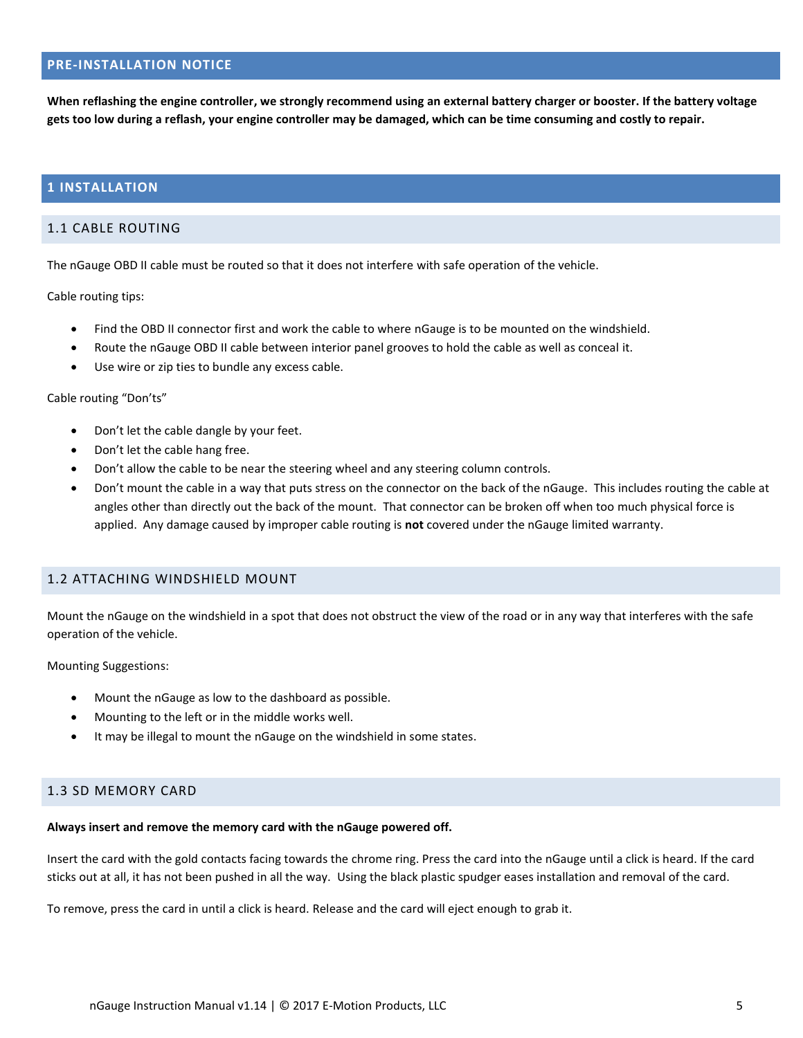## PRE-INSTALLATION NOTICE

**When reflashing the engine controller, we strongly recommend using an external battery charger or booster. If the battery voltage gets too low during a reflash, your engine controller may be damaged, which can be time consuming and costly to repair.**

# 1 INSTALLATION

## 1.1 CABLE ROUTING

The nGauge OBD II cable must be routed so that it does not interfere with safe operation of the vehicle.

Cable routing tips:

- Find the OBD II connector first and work the cable to where nGauge is to be mounted on the windshield.
- Route the nGauge OBD II cable between interior panel grooves to hold the cable as well as conceal it.
- Use wire or zip ties to bundle any excess cable.

Cable routing "Don'ts"

- Don't let the cable dangle by your feet.
- Don't let the cable hang free.
- Don't allow the cable to be near the steering wheel and any steering column controls.
- Don't mount the cable in a way that puts stress on the connector on the back of the nGauge. This includes routing the cable at angles other than directly out the back of the mount. That connector can be broken off when too much physical force is applied. Any damage caused by improper cable routing is **not** covered under the nGauge limited warranty.

## 1.2 ATTACHING WINDSHIELD MOUNT

Mount the nGauge on the windshield in a spot that does not obstruct the view of the road or in any way that interferes with the safe operation of the vehicle.

Mounting Suggestions:

- Mount the nGauge as low to the dashboard as possible.
- Mounting to the left or in the middle works well.
- It may be illegal to mount the nGauge on the windshield in some states.

## 1.3 SD MEMORY CARD

**Always insert and remove the memory card with the nGauge powered off.**

Insert the card with the gold contacts facing towards the chrome ring. Press the card into the nGauge until a click is heard. If the card sticks out at all, it has not been pushed in all the way. Using the black plastic spudger eases installation and removal of the card.

To remove, press the card in until a click is heard. Release and the card will eject enough to grab it.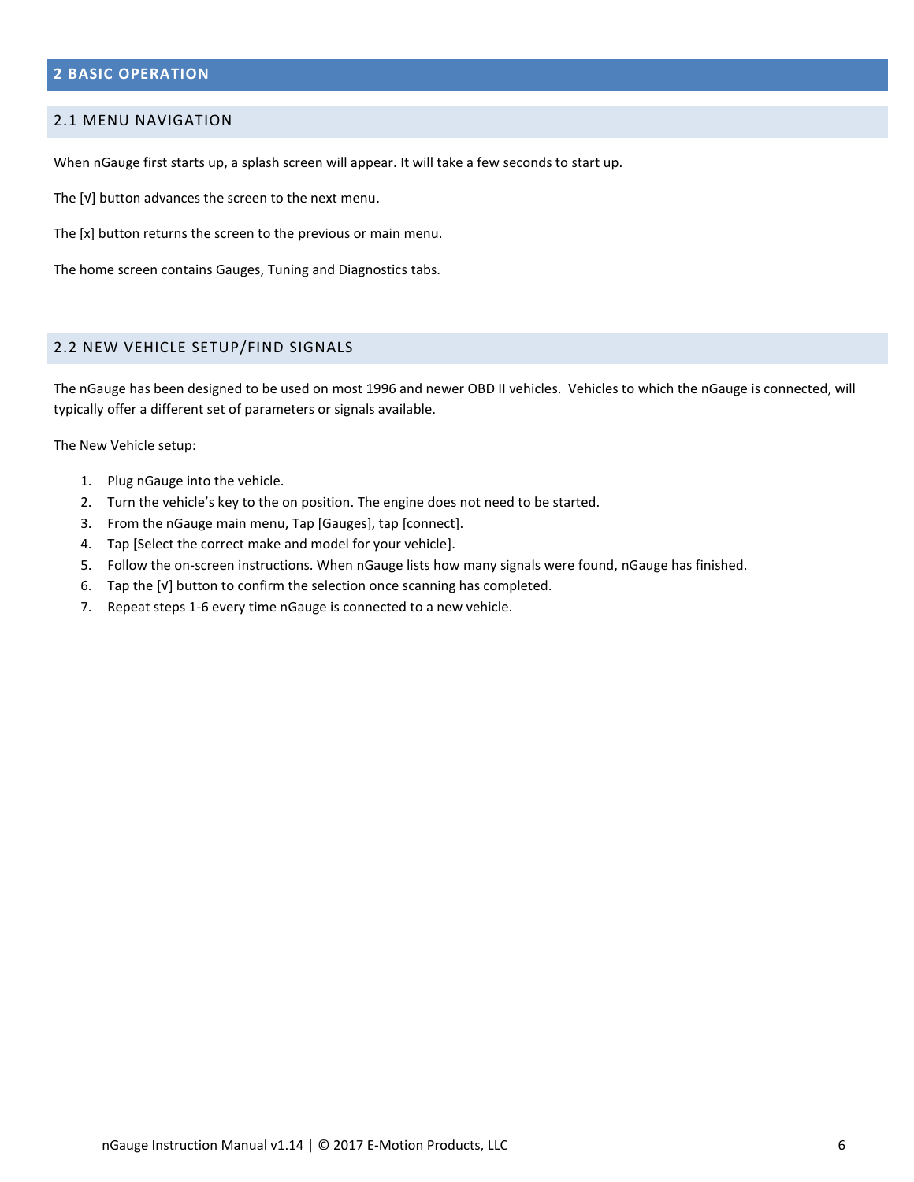# 2 BASIC OPERATION

## 2.1 MENU NAVIGATION

When nGauge first starts up, a splash screen will appear. It will take a few seconds to start up.

The [√] button advances the screen to the next menu.

The [x] button returns the screen to the previous or main menu.

The home screen contains Gauges, Tuning and Diagnostics tabs.

## 2.2 NEW VEHICLE SETUP/FIND SIGNALS

The nGauge has been designed to be used on most 1996 and newer OBD II vehicles. Vehicles to which the nGauge is connected, will typically offer a different set of parameters or signals available.

<u>The New Vehicle setup:</u>

1. Plug nGauge into the vehicle.
2. Turn the vehicle's key to the on position. The engine does not need to be started.
3. From the nGauge main menu, Tap [Gauges], tap [connect].
4. Tap [Select the correct make and model for your vehicle].
5. Follow the on-screen instructions. When nGauge lists how many signals were found, nGauge has finished.
6. Tap the [√] button to confirm the selection once scanning has completed.
7. Repeat steps 1-6 every time nGauge is connected to a new vehicle.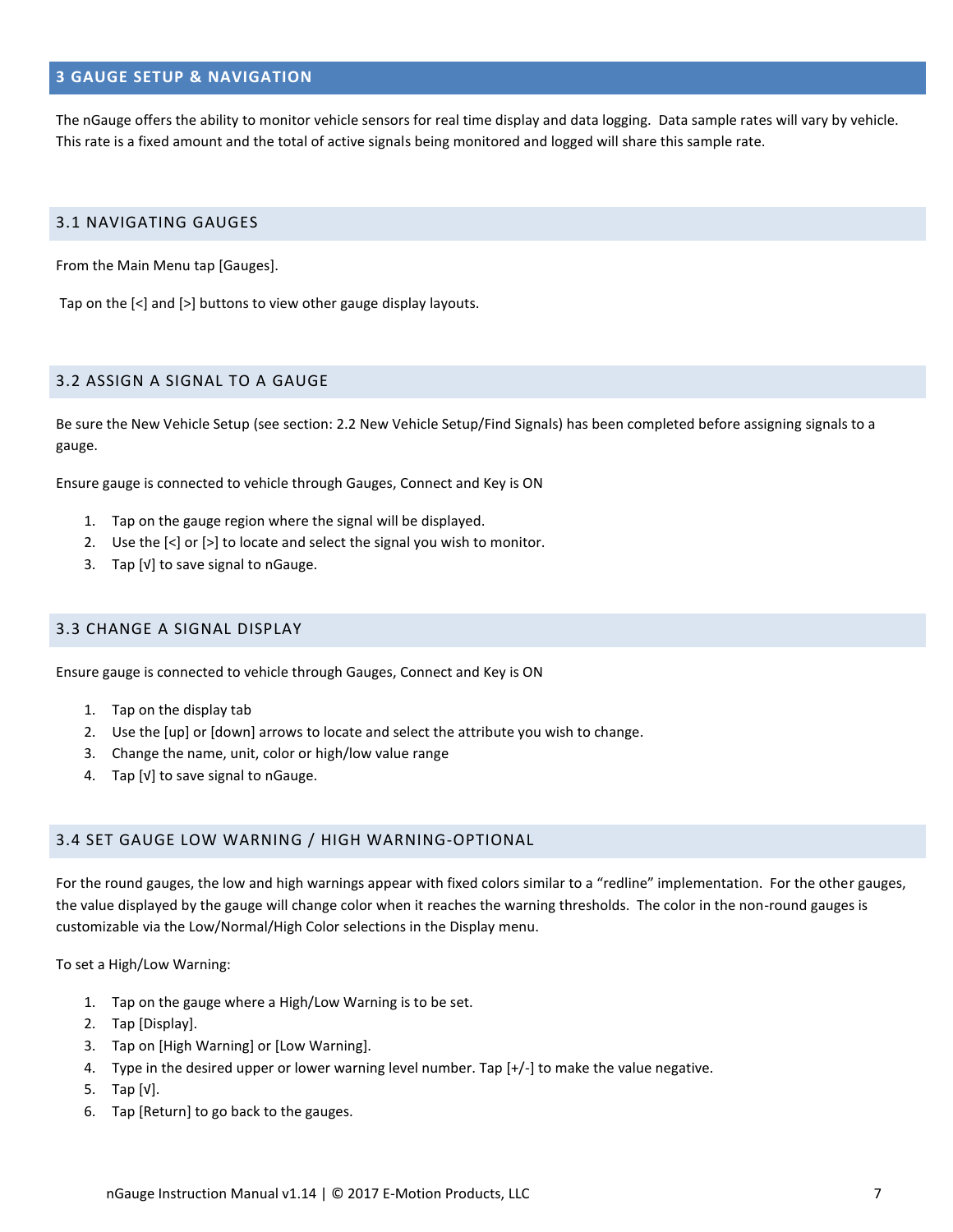# 3 GAUGE SETUP & NAVIGATION

The nGauge offers the ability to monitor vehicle sensors for real time display and data logging. Data sample rates will vary by vehicle. This rate is a fixed amount and the total of active signals being monitored and logged will share this sample rate.

## 3.1 NAVIGATING GAUGES

From the Main Menu tap [Gauges].

Tap on the [<] and [>] buttons to view other gauge display layouts.

## 3.2 ASSIGN A SIGNAL TO A GAUGE

Be sure the New Vehicle Setup (see section: 2.2 New Vehicle Setup/Find Signals) has been completed before assigning signals to a gauge.

Ensure gauge is connected to vehicle through Gauges, Connect and Key is ON

1. Tap on the gauge region where the signal will be displayed.
2. Use the [<] or [>] to locate and select the signal you wish to monitor.
3. Tap [√] to save signal to nGauge.

## 3.3 CHANGE A SIGNAL DISPLAY

Ensure gauge is connected to vehicle through Gauges, Connect and Key is ON

1. Tap on the display tab
2. Use the [up] or [down] arrows to locate and select the attribute you wish to change.
3. Change the name, unit, color or high/low value range
4. Tap [√] to save signal to nGauge.

## 3.4 SET GAUGE LOW WARNING / HIGH WARNING-OPTIONAL

For the round gauges, the low and high warnings appear with fixed colors similar to a "redline" implementation. For the other gauges, the value displayed by the gauge will change color when it reaches the warning thresholds. The color in the non-round gauges is customizable via the Low/Normal/High Color selections in the Display menu.

To set a High/Low Warning:

1. Tap on the gauge where a High/Low Warning is to be set.
2. Tap [Display].
3. Tap on [High Warning] or [Low Warning].
4. Type in the desired upper or lower warning level number. Tap [+/-] to make the value negative.
5. Tap [√].
6. Tap [Return] to go back to the gauges.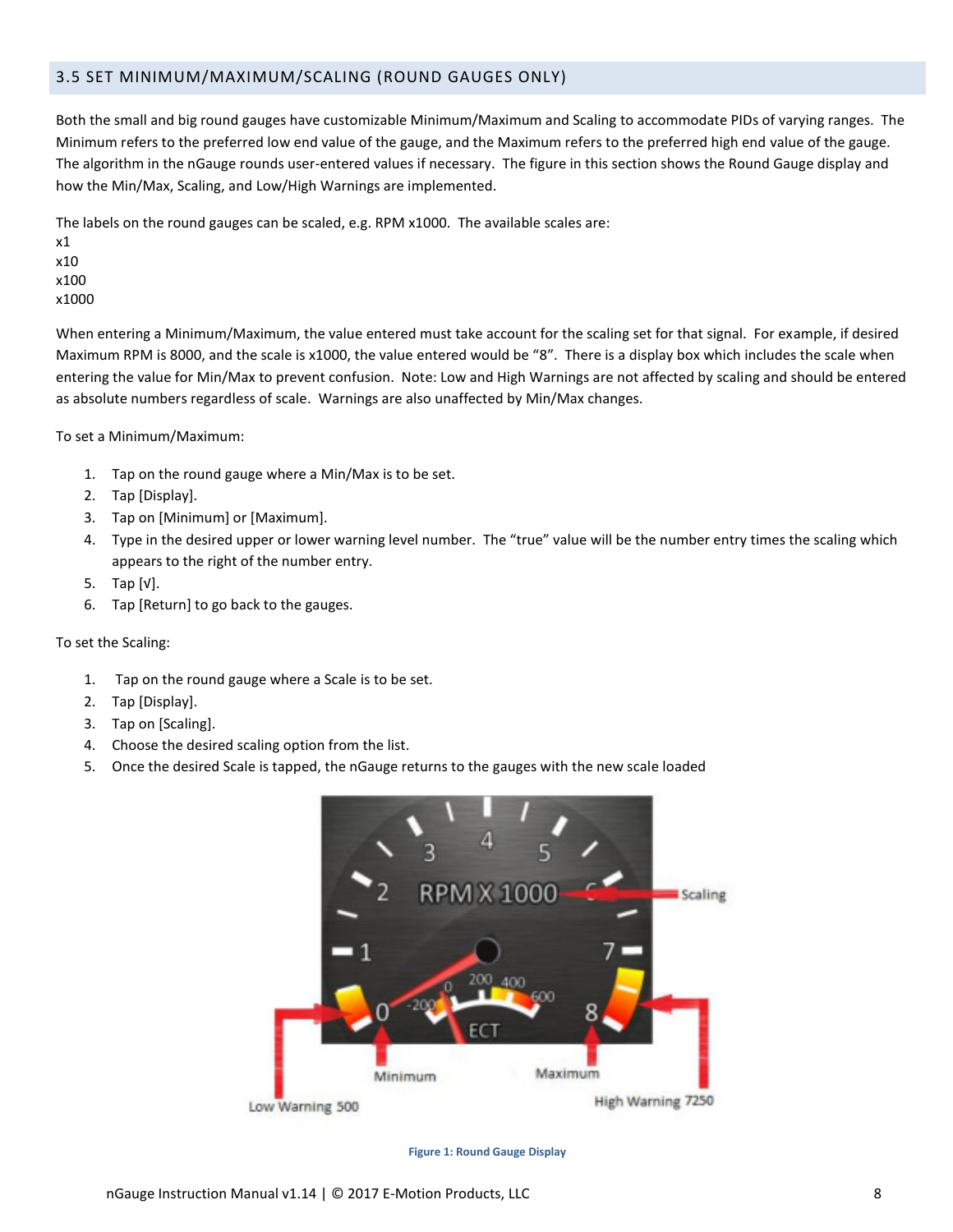## 3.5 SET MINIMUM/MAXIMUM/SCALING (ROUND GAUGES ONLY)

Both the small and big round gauges have customizable Minimum/Maximum and Scaling to accommodate PIDs of varying ranges. The Minimum refers to the preferred low end value of the gauge, and the Maximum refers to the preferred high end value of the gauge. The algorithm in the nGauge rounds user-entered values if necessary. The figure in this section shows the Round Gauge display and how the Min/Max, Scaling, and Low/High Warnings are implemented.

The labels on the round gauges can be scaled, e.g. RPM x1000. The available scales are:
x1
x10
x100
x1000

When entering a Minimum/Maximum, the value entered must take account for the scaling set for that signal. For example, if desired Maximum RPM is 8000, and the scale is x1000, the value entered would be "8". There is a display box which includes the scale when entering the value for Min/Max to prevent confusion. Note: Low and High Warnings are not affected by scaling and should be entered as absolute numbers regardless of scale. Warnings are also unaffected by Min/Max changes.

To set a Minimum/Maximum:

1. Tap on the round gauge where a Min/Max is to be set.
2. Tap [Display].
3. Tap on [Minimum] or [Maximum].
4. Type in the desired upper or lower warning level number. The "true" value will be the number entry times the scaling which appears to the right of the number entry.
5. Tap [√].
6. Tap [Return] to go back to the gauges.

To set the Scaling:

1. Tap on the round gauge where a Scale is to be set.
2. Tap [Display].
3. Tap on [Scaling].
4. Choose the desired scaling option from the list.
5. Once the desired Scale is tapped, the nGauge returns to the gauges with the new scale loaded

Figure 1: Round Gauge Display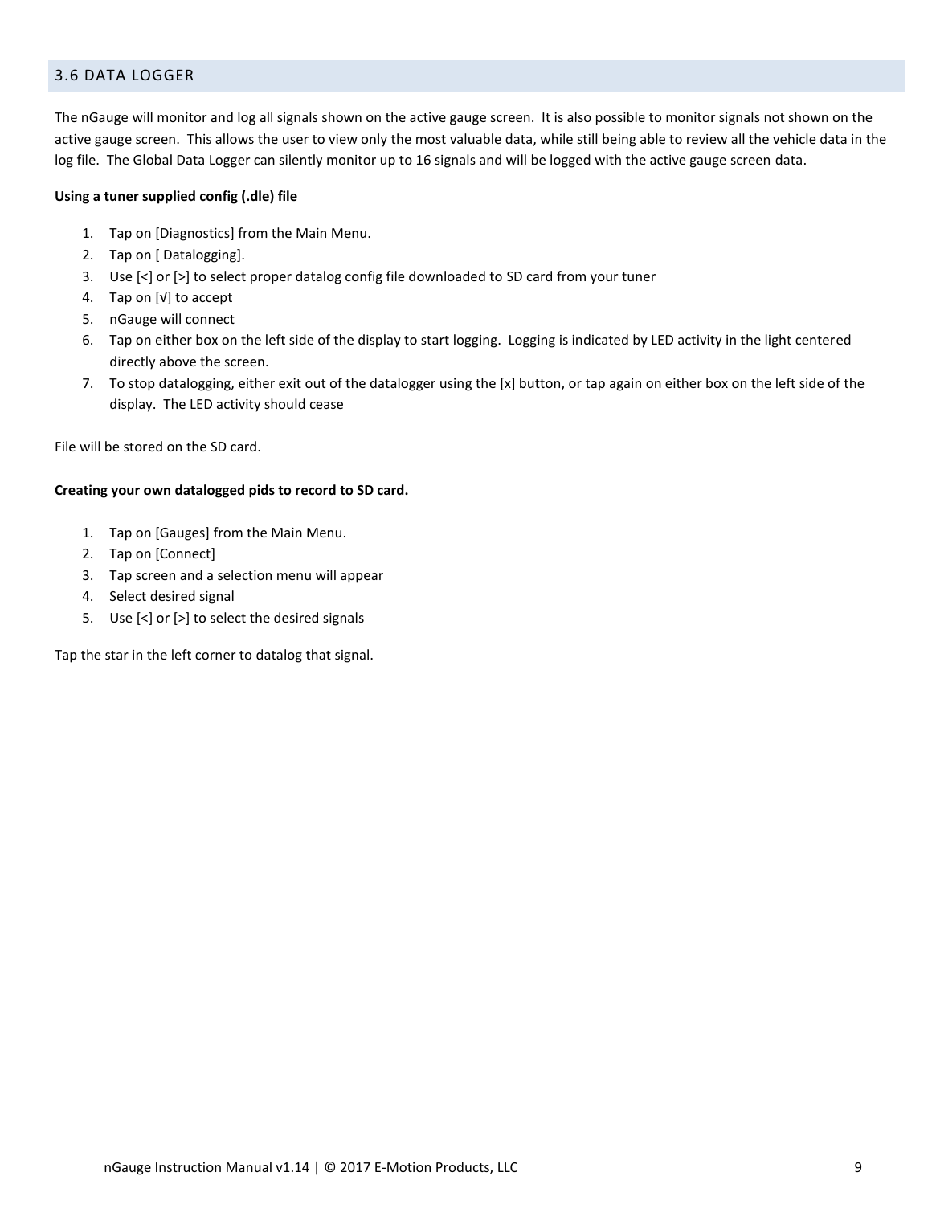## 3.6 DATA LOGGER

The nGauge will monitor and log all signals shown on the active gauge screen. It is also possible to monitor signals not shown on the active gauge screen. This allows the user to view only the most valuable data, while still being able to review all the vehicle data in the log file. The Global Data Logger can silently monitor up to 16 signals and will be logged with the active gauge screen data.

**Using a tuner supplied config (.dle) file**

1. Tap on [Diagnostics] from the Main Menu.
2. Tap on [ Datalogging].
3. Use [<] or [>] to select proper datalog config file downloaded to SD card from your tuner
4. Tap on [√] to accept
5. nGauge will connect
6. Tap on either box on the left side of the display to start logging. Logging is indicated by LED activity in the light centered directly above the screen.
7. To stop datalogging, either exit out of the datalogger using the [x] button, or tap again on either box on the left side of the display. The LED activity should cease

File will be stored on the SD card.

**Creating your own datalogged pids to record to SD card.**

1. Tap on [Gauges] from the Main Menu.
2. Tap on [Connect]
3. Tap screen and a selection menu will appear
4. Select desired signal
5. Use [<] or [>] to select the desired signals

Tap the star in the left corner to datalog that signal.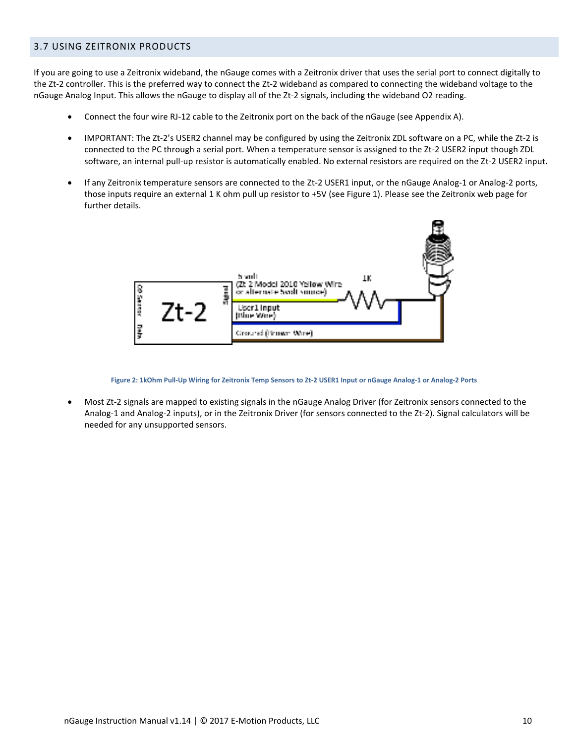## 3.7 USING ZEITRONIX PRODUCTS

If you are going to use a Zeitronix wideband, the nGauge comes with a Zeitronix driver that uses the serial port to connect digitally to the Zt-2 controller. This is the preferred way to connect the Zt-2 wideband as compared to connecting the wideband voltage to the nGauge Analog Input. This allows the nGauge to display all of the Zt-2 signals, including the wideband O2 reading.

- Connect the four wire RJ-12 cable to the Zeitronix port on the back of the nGauge (see Appendix A).
- IMPORTANT: The Zt-2's USER2 channel may be configured by using the Zeitronix ZDL software on a PC, while the Zt-2 is connected to the PC through a serial port. When a temperature sensor is assigned to the Zt-2 USER2 input though ZDL software, an internal pull-up resistor is automatically enabled. No external resistors are required on the Zt-2 USER2 input.
- If any Zeitronix temperature sensors are connected to the Zt-2 USER1 input, or the nGauge Analog-1 or Analog-2 ports, those inputs require an external 1 K ohm pull up resistor to +5V (see Figure 1). Please see the Zeitronix web page for further details.

Figure 2: 1kOhm Pull-Up Wiring for Zeitronix Temp Sensors to Zt-2 USER1 Input or nGauge Analog-1 or Analog-2 Ports

- Most Zt-2 signals are mapped to existing signals in the nGauge Analog Driver (for Zeitronix sensors connected to the Analog-1 and Analog-2 inputs), or in the Zeitronix Driver (for sensors connected to the Zt-2). Signal calculators will be needed for any unsupported sensors.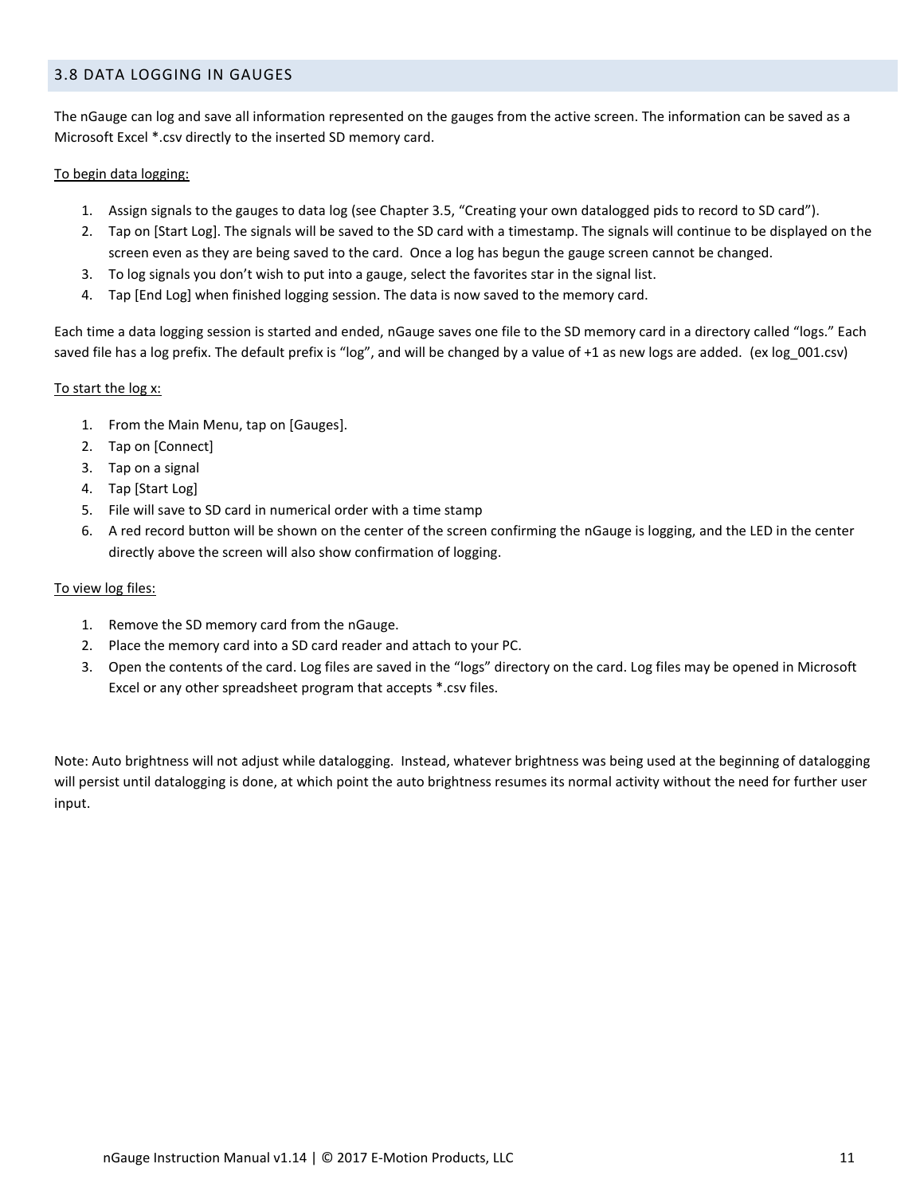## 3.8 DATA LOGGING IN GAUGES

The nGauge can log and save all information represented on the gauges from the active screen. The information can be saved as a Microsoft Excel *.csv directly to the inserted SD memory card.

To begin data logging:

1. Assign signals to the gauges to data log (see Chapter 3.5, "Creating your own datalogged pids to record to SD card").
2. Tap on [Start Log]. The signals will be saved to the SD card with a timestamp. The signals will continue to be displayed on the screen even as they are being saved to the card. Once a log has begun the gauge screen cannot be changed.
3. To log signals you don't wish to put into a gauge, select the favorites star in the signal list.
4. Tap [End Log] when finished logging session. The data is now saved to the memory card.

Each time a data logging session is started and ended, nGauge saves one file to the SD memory card in a directory called "logs." Each saved file has a log prefix. The default prefix is "log", and will be changed by a value of +1 as new logs are added. (ex log_001.csv)

To start the log x:

1. From the Main Menu, tap on [Gauges].
2. Tap on [Connect]
3. Tap on a signal
4. Tap [Start Log]
5. File will save to SD card in numerical order with a time stamp
6. A red record button will be shown on the center of the screen confirming the nGauge is logging, and the LED in the center directly above the screen will also show confirmation of logging.

To view log files:

1. Remove the SD memory card from the nGauge.
2. Place the memory card into a SD card reader and attach to your PC.
3. Open the contents of the card. Log files are saved in the "logs" directory on the card. Log files may be opened in Microsoft Excel or any other spreadsheet program that accepts *.csv files.

Note: Auto brightness will not adjust while datalogging. Instead, whatever brightness was being used at the beginning of datalogging will persist until datalogging is done, at which point the auto brightness resumes its normal activity without the need for further user input.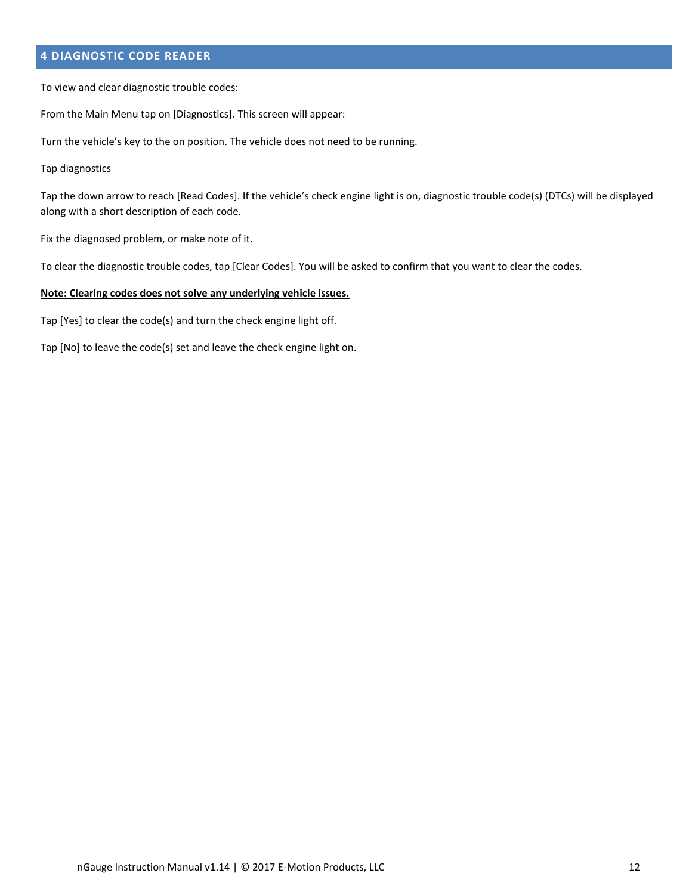## 4 DIAGNOSTIC CODE READER

To view and clear diagnostic trouble codes:

From the Main Menu tap on [Diagnostics]. This screen will appear:

Turn the vehicle's key to the on position. The vehicle does not need to be running.

Tap diagnostics

Tap the down arrow to reach [Read Codes]. If the vehicle's check engine light is on, diagnostic trouble code(s) (DTCs) will be displayed along with a short description of each code.

Fix the diagnosed problem, or make note of it.

To clear the diagnostic trouble codes, tap [Clear Codes]. You will be asked to confirm that you want to clear the codes.

**Note: Clearing codes does not solve any underlying vehicle issues.**

Tap [Yes] to clear the code(s) and turn the check engine light off.

Tap [No] to leave the code(s) set and leave the check engine light on.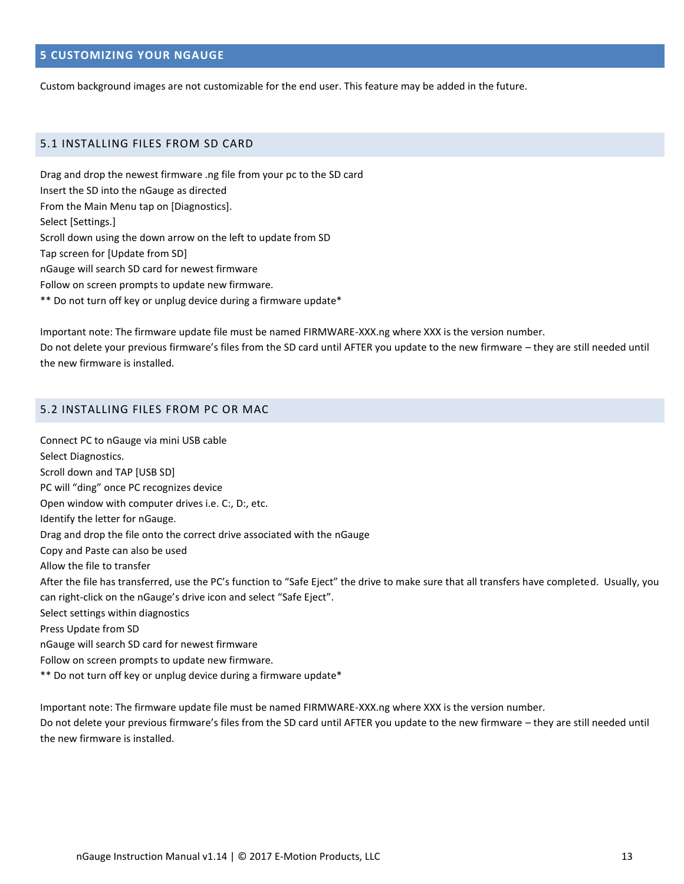## 5 CUSTOMIZING YOUR NGAUGE

Custom background images are not customizable for the end user. This feature may be added in the future.

### 5.1 INSTALLING FILES FROM SD CARD

Drag and drop the newest firmware .ng file from your pc to the SD card
Insert the SD into the nGauge as directed
From the Main Menu tap on [Diagnostics].
Select [Settings.]
Scroll down using the down arrow on the left to update from SD
Tap screen for [Update from SD]
nGauge will search SD card for newest firmware
Follow on screen prompts to update new firmware.
** Do not turn off key or unplug device during a firmware update*

Important note: The firmware update file must be named FIRMWARE-XXX.ng where XXX is the version number.
Do not delete your previous firmware's files from the SD card until AFTER you update to the new firmware – they are still needed until the new firmware is installed.

### 5.2 INSTALLING FILES FROM PC OR MAC

Connect PC to nGauge via mini USB cable
Select Diagnostics.
Scroll down and TAP [USB SD]
PC will "ding" once PC recognizes device
Open window with computer drives i.e. C:, D:, etc.
Identify the letter for nGauge.
Drag and drop the file onto the correct drive associated with the nGauge
Copy and Paste can also be used
Allow the file to transfer
After the file has transferred, use the PC's function to "Safe Eject" the drive to make sure that all transfers have completed. Usually, you can right-click on the nGauge's drive icon and select "Safe Eject".
Select settings within diagnostics
Press Update from SD
nGauge will search SD card for newest firmware
Follow on screen prompts to update new firmware.
** Do not turn off key or unplug device during a firmware update*

Important note: The firmware update file must be named FIRMWARE-XXX.ng where XXX is the version number.
Do not delete your previous firmware's files from the SD card until AFTER you update to the new firmware – they are still needed until the new firmware is installed.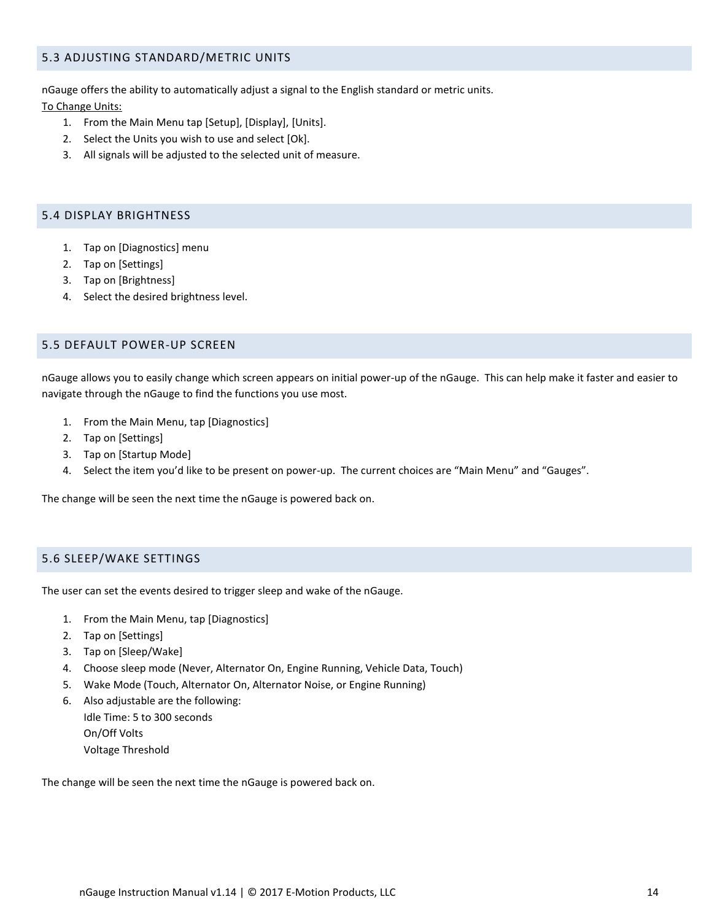## 5.3 ADJUSTING STANDARD/METRIC UNITS

nGauge offers the ability to automatically adjust a signal to the English standard or metric units.

To Change Units:

1. From the Main Menu tap [Setup], [Display], [Units].
2. Select the Units you wish to use and select [Ok].
3. All signals will be adjusted to the selected unit of measure.

## 5.4 DISPLAY BRIGHTNESS

1. Tap on [Diagnostics] menu
2. Tap on [Settings]
3. Tap on [Brightness]
4. Select the desired brightness level.

## 5.5 DEFAULT POWER-UP SCREEN

nGauge allows you to easily change which screen appears on initial power-up of the nGauge. This can help make it faster and easier to navigate through the nGauge to find the functions you use most.

1. From the Main Menu, tap [Diagnostics]
2. Tap on [Settings]
3. Tap on [Startup Mode]
4. Select the item you'd like to be present on power-up. The current choices are "Main Menu" and "Gauges".

The change will be seen the next time the nGauge is powered back on.

## 5.6 SLEEP/WAKE SETTINGS

The user can set the events desired to trigger sleep and wake of the nGauge.

1. From the Main Menu, tap [Diagnostics]
2. Tap on [Settings]
3. Tap on [Sleep/Wake]
4. Choose sleep mode (Never, Alternator On, Engine Running, Vehicle Data, Touch)
5. Wake Mode (Touch, Alternator On, Alternator Noise, or Engine Running)
6. Also adjustable are the following:
   Idle Time: 5 to 300 seconds
   On/Off Volts
   Voltage Threshold

The change will be seen the next time the nGauge is powered back on.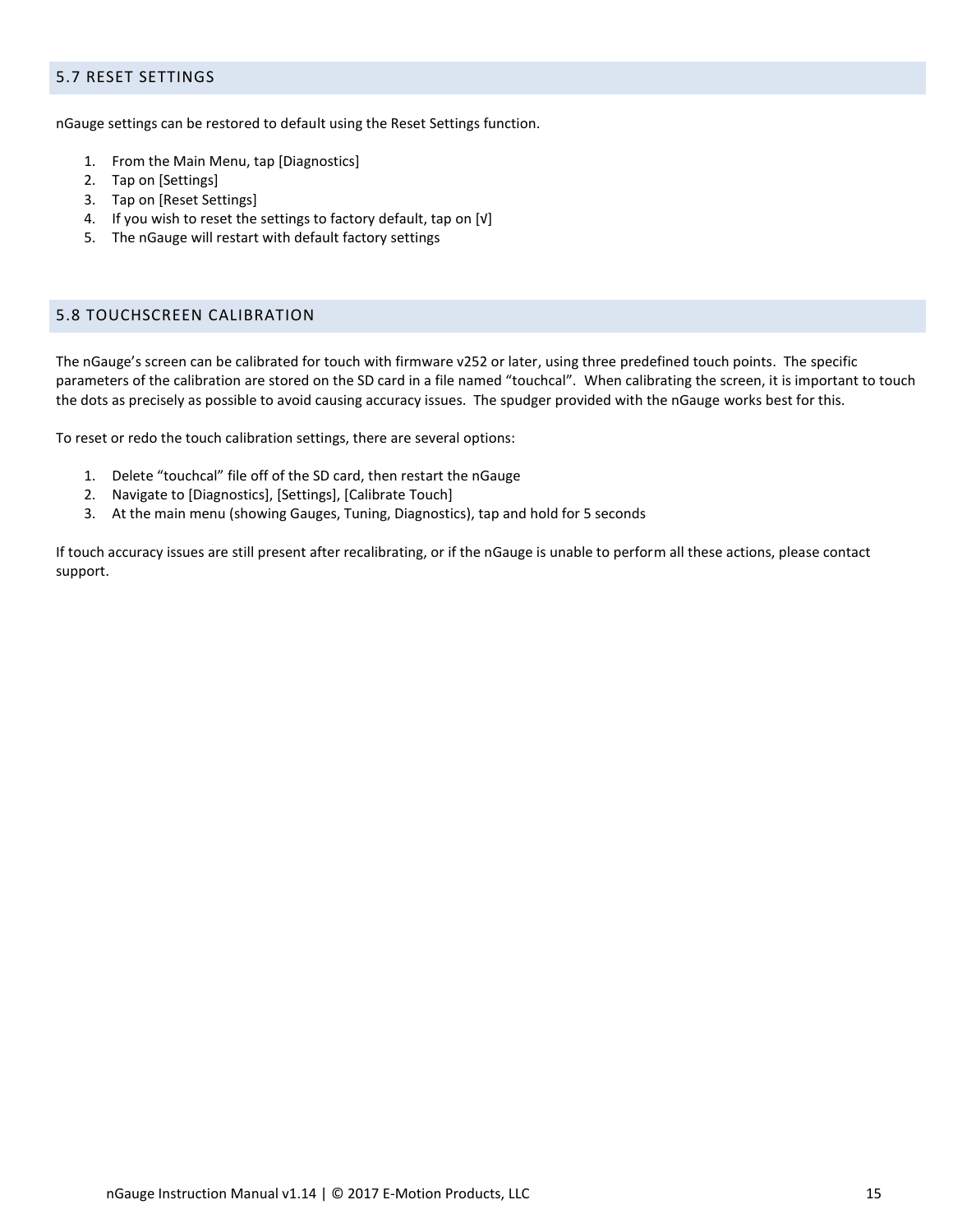## 5.7 RESET SETTINGS

nGauge settings can be restored to default using the Reset Settings function.

1. From the Main Menu, tap [Diagnostics]
2. Tap on [Settings]
3. Tap on [Reset Settings]
4. If you wish to reset the settings to factory default, tap on [√]
5. The nGauge will restart with default factory settings

## 5.8 TOUCHSCREEN CALIBRATION

The nGauge's screen can be calibrated for touch with firmware v252 or later, using three predefined touch points. The specific parameters of the calibration are stored on the SD card in a file named "touchcal". When calibrating the screen, it is important to touch the dots as precisely as possible to avoid causing accuracy issues. The spudger provided with the nGauge works best for this.

To reset or redo the touch calibration settings, there are several options:

1. Delete "touchcal" file off of the SD card, then restart the nGauge
2. Navigate to [Diagnostics], [Settings], [Calibrate Touch]
3. At the main menu (showing Gauges, Tuning, Diagnostics), tap and hold for 5 seconds

If touch accuracy issues are still present after recalibrating, or if the nGauge is unable to perform all these actions, please contact support.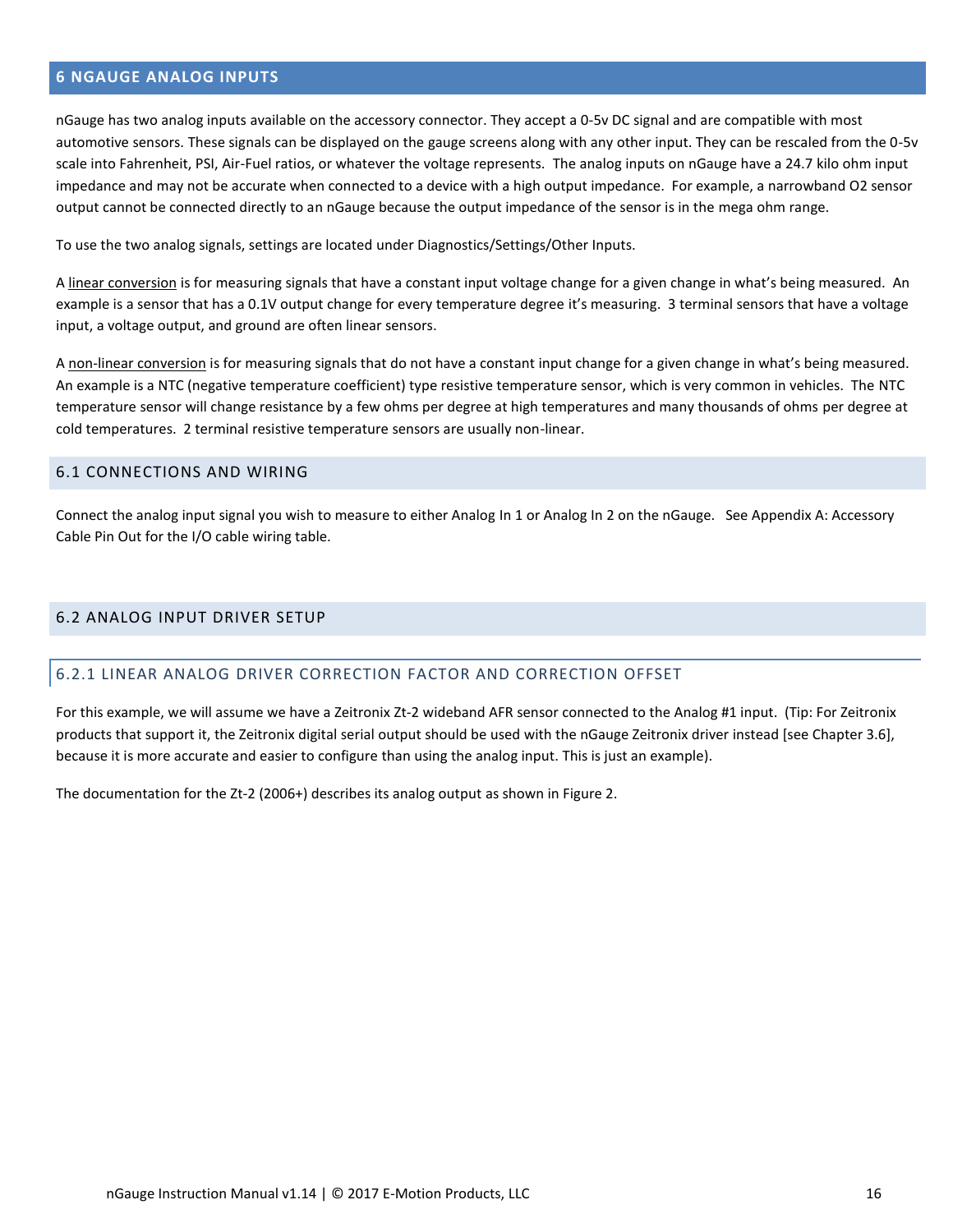## 6 NGAUGE ANALOG INPUTS

nGauge has two analog inputs available on the accessory connector. They accept a 0-5v DC signal and are compatible with most automotive sensors. These signals can be displayed on the gauge screens along with any other input. They can be rescaled from the 0-5v scale into Fahrenheit, PSI, Air-Fuel ratios, or whatever the voltage represents. The analog inputs on nGauge have a 24.7 kilo ohm input impedance and may not be accurate when connected to a device with a high output impedance. For example, a narrowband O2 sensor output cannot be connected directly to an nGauge because the output impedance of the sensor is in the mega ohm range.

To use the two analog signals, settings are located under Diagnostics/Settings/Other Inputs.

A linear conversion is for measuring signals that have a constant input voltage change for a given change in what's being measured. An example is a sensor that has a 0.1V output change for every temperature degree it's measuring. 3 terminal sensors that have a voltage input, a voltage output, and ground are often linear sensors.

A non-linear conversion is for measuring signals that do not have a constant input change for a given change in what's being measured. An example is a NTC (negative temperature coefficient) type resistive temperature sensor, which is very common in vehicles. The NTC temperature sensor will change resistance by a few ohms per degree at high temperatures and many thousands of ohms per degree at cold temperatures. 2 terminal resistive temperature sensors are usually non-linear.

### 6.1 CONNECTIONS AND WIRING

Connect the analog input signal you wish to measure to either Analog In 1 or Analog In 2 on the nGauge. See Appendix A: Accessory Cable Pin Out for the I/O cable wiring table.

### 6.2 ANALOG INPUT DRIVER SETUP

#### 6.2.1 LINEAR ANALOG DRIVER CORRECTION FACTOR AND CORRECTION OFFSET

For this example, we will assume we have a Zeitronix Zt-2 wideband AFR sensor connected to the Analog #1 input. (Tip: For Zeitronix products that support it, the Zeitronix digital serial output should be used with the nGauge Zeitronix driver instead [see Chapter 3.6], because it is more accurate and easier to configure than using the analog input. This is just an example).

The documentation for the Zt-2 (2006+) describes its analog output as shown in Figure 2.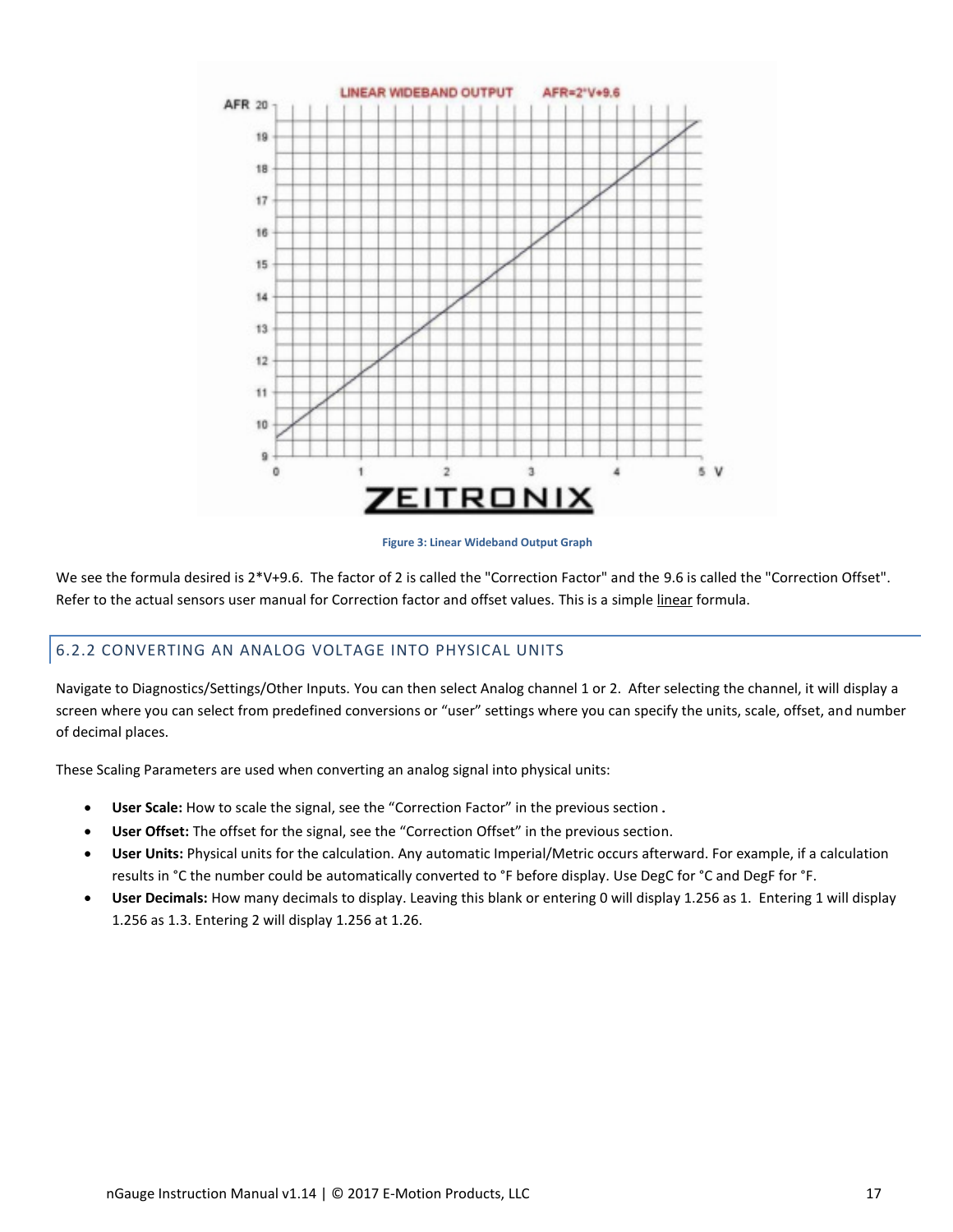Figure 3: Linear Wideband Output Graph

We see the formula desired is 2*V+9.6. The factor of 2 is called the "Correction Factor" and the 9.6 is called the "Correction Offset". Refer to the actual sensors user manual for Correction factor and offset values. This is a simple linear formula.

### 6.2.2 CONVERTING AN ANALOG VOLTAGE INTO PHYSICAL UNITS

Navigate to Diagnostics/Settings/Other Inputs. You can then select Analog channel 1 or 2. After selecting the channel, it will display a screen where you can select from predefined conversions or “user” settings where you can specify the units, scale, offset, and number of decimal places.

These Scaling Parameters are used when converting an analog signal into physical units:

- **User Scale:** How to scale the signal, see the “Correction Factor” in the previous section **.**
- **User Offset:** The offset for the signal, see the “Correction Offset” in the previous section.
- **User Units:** Physical units for the calculation. Any automatic Imperial/Metric occurs afterward. For example, if a calculation results in °C the number could be automatically converted to °F before display. Use DegC for °C and DegF for °F.
- **User Decimals:** How many decimals to display. Leaving this blank or entering 0 will display 1.256 as 1. Entering 1 will display 1.256 as 1.3. Entering 2 will display 1.256 at 1.26.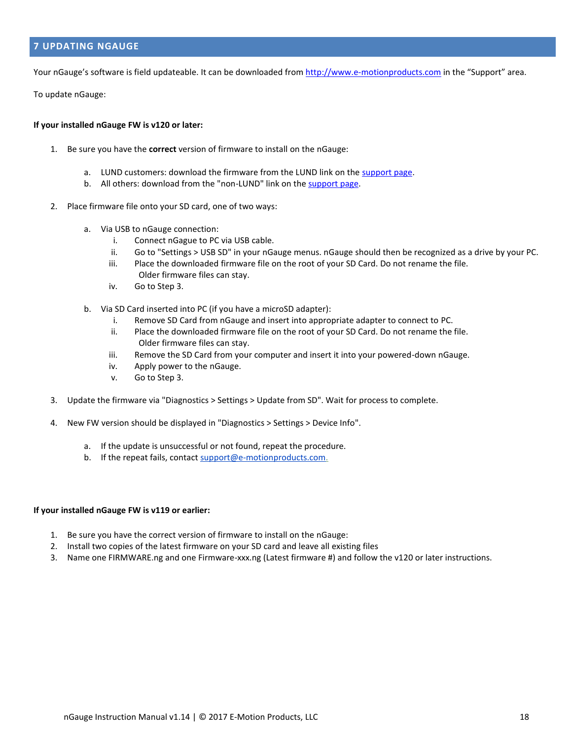## 7 UPDATING NGAUGE

Your nGauge's software is field updateable. It can be downloaded from [http://www.e-motionproducts.com](http://www.e-motionproducts.com) in the "Support" area.

To update nGauge:

**If your installed nGauge FW is v120 or later:**

1. Be sure you have the **correct** version of firmware to install on the nGauge:
   a. LUND customers: download the firmware from the LUND link on the support page.
   b. All others: download from the "non-LUND" link on the support page.
2. Place firmware file onto your SD card, one of two ways:
   a. Via USB to nGauge connection:
      i. Connect nGague to PC via USB cable.
      ii. Go to "Settings > USB SD" in your nGauge menus. nGauge should then be recognized as a drive by your PC.
      iii. Place the downloaded firmware file on the root of your SD Card. Do not rename the file. Older firmware files can stay.
      iv. Go to Step 3.
   b. Via SD Card inserted into PC (if you have a microSD adapter):
      i. Remove SD Card from nGauge and insert into appropriate adapter to connect to PC.
      ii. Place the downloaded firmware file on the root of your SD Card. Do not rename the file. Older firmware files can stay.
      iii. Remove the SD Card from your computer and insert it into your powered-down nGauge.
      iv. Apply power to the nGauge.
      v. Go to Step 3.
3. Update the firmware via "Diagnostics > Settings > Update from SD". Wait for process to complete.
4. New FW version should be displayed in "Diagnostics > Settings > Device Info".
   a. If the update is unsuccessful or not found, repeat the procedure.
   b. If the repeat fails, contact support@e-motionproducts.com.

**If your installed nGauge FW is v119 or earlier:**

1. Be sure you have the correct version of firmware to install on the nGauge:
2. Install two copies of the latest firmware on your SD card and leave all existing files
3. Name one FIRMWARE.ng and one Firmware-xxx.ng (Latest firmware #) and follow the v120 or later instructions.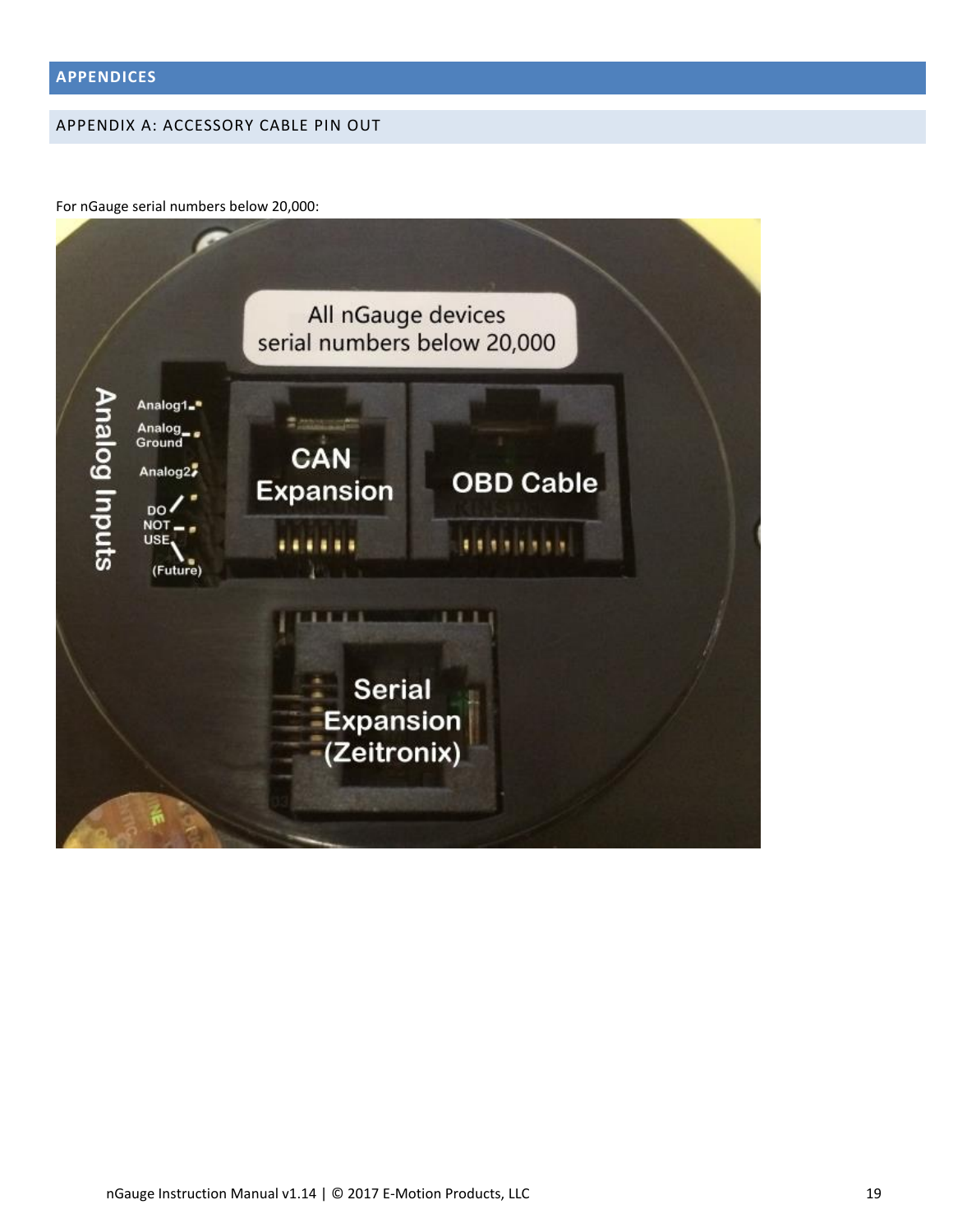# APPENDICES

## APPENDIX A: ACCESSORY CABLE PIN OUT

For nGauge serial numbers below 20,000: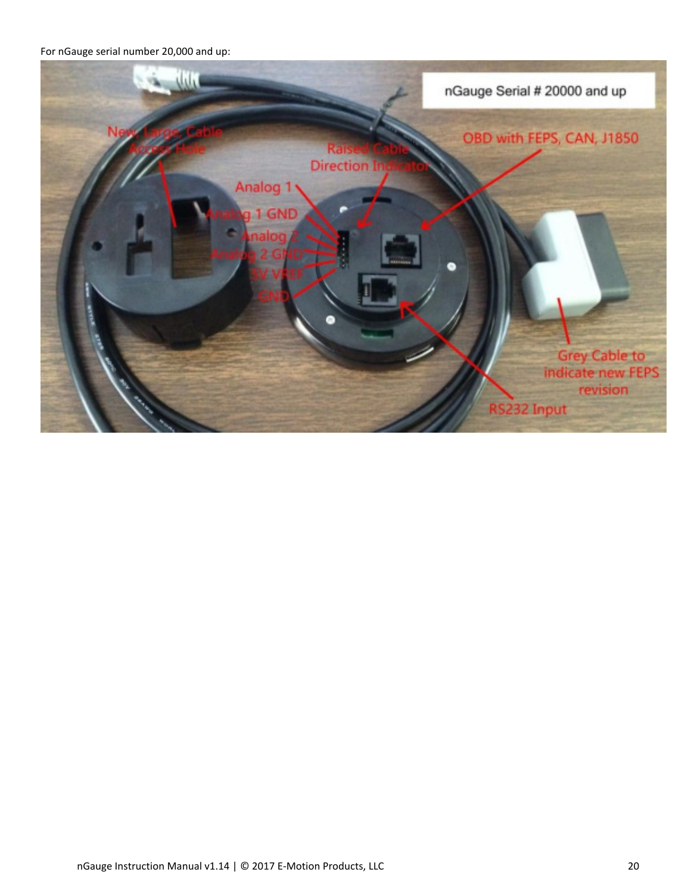For nGauge serial number 20,000 and up: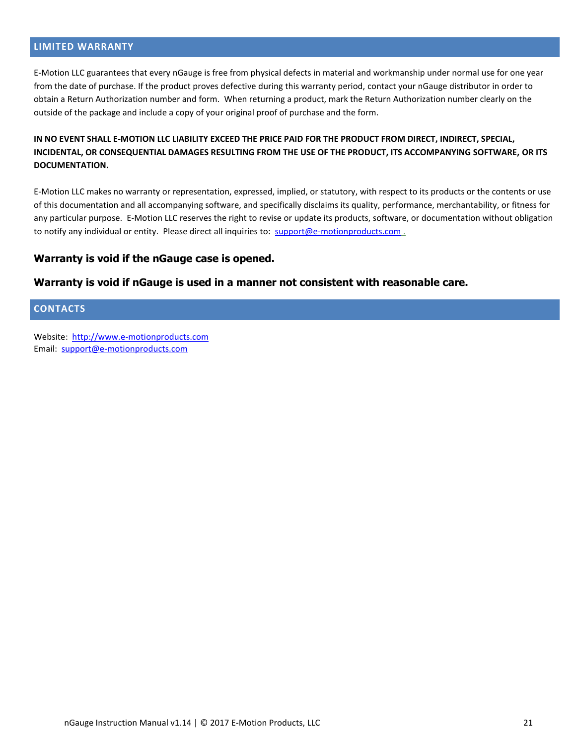## LIMITED WARRANTY

E-Motion LLC guarantees that every nGauge is free from physical defects in material and workmanship under normal use for one year from the date of purchase. If the product proves defective during this warranty period, contact your nGauge distributor in order to obtain a Return Authorization number and form. When returning a product, mark the Return Authorization number clearly on the outside of the package and include a copy of your original proof of purchase and the form.

**IN NO EVENT SHALL E-MOTION LLC LIABILITY EXCEED THE PRICE PAID FOR THE PRODUCT FROM DIRECT, INDIRECT, SPECIAL, INCIDENTAL, OR CONSEQUENTIAL DAMAGES RESULTING FROM THE USE OF THE PRODUCT, ITS ACCOMPANYING SOFTWARE, OR ITS DOCUMENTATION.**

E-Motion LLC makes no warranty or representation, expressed, implied, or statutory, with respect to its products or the contents or use of this documentation and all accompanying software, and specifically disclaims its quality, performance, merchantability, or fitness for any particular purpose. E-Motion LLC reserves the right to revise or update its products, software, or documentation without obligation to notify any individual or entity. Please direct all inquiries to: support@e-motionproducts.com .

**Warranty is void if the nGauge case is opened.**

**Warranty is void if nGauge is used in a manner not consistent with reasonable care.**

## CONTACTS

Website: http://www.e-motionproducts.com
Email: support@e-motionproducts.com